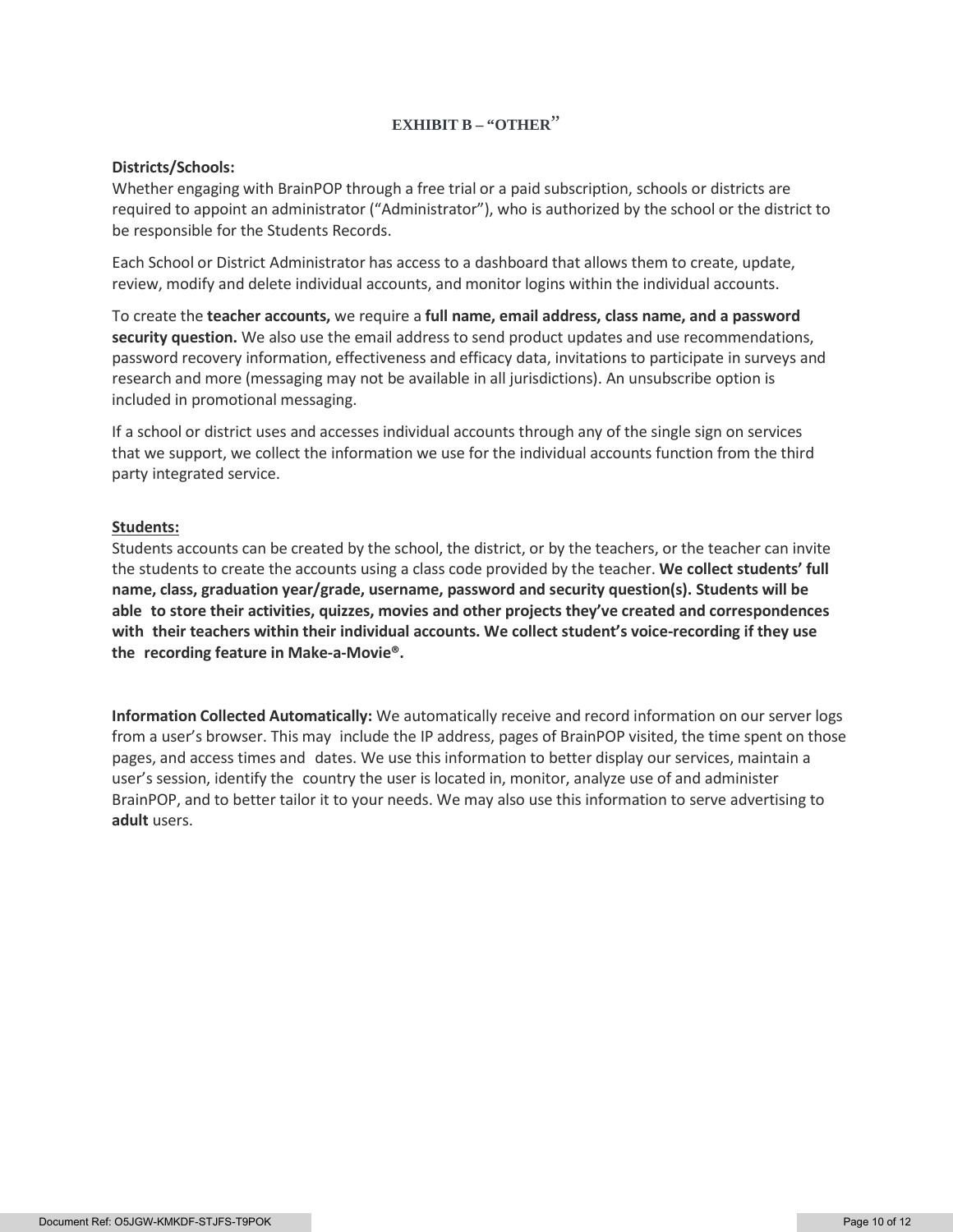## EXHIBIT B – "OTHER"

**Districts/Schools:**
Whether engaging with BrainPOP through a free trial or a paid subscription, schools or districts are required to appoint an administrator ("Administrator"), who is authorized by the school or the district to be responsible for the Students Records.

Each School or District Administrator has access to a dashboard that allows them to create, update, review, modify and delete individual accounts, and monitor logins within the individual accounts.

To create the **teacher accounts,** we require a **full name, email address, class name, and a password security question.** We also use the email address to send product updates and use recommendations, password recovery information, effectiveness and efficacy data, invitations to participate in surveys and research and more (messaging may not be available in all jurisdictions). An unsubscribe option is included in promotional messaging.

If a school or district uses and accesses individual accounts through any of the single sign on services that we support, we collect the information we use for the individual accounts function from the third party integrated service.

**Students:**
Students accounts can be created by the school, the district, or by the teachers, or the teacher can invite the students to create the accounts using a class code provided by the teacher. **We collect students' full name, class, graduation year/grade, username, password and security question(s). Students will be able to store their activities, quizzes, movies and other projects they've created and correspondences with their teachers within their individual accounts. We collect student's voice-recording if they use the recording feature in Make-a-Movie®.**

**Information Collected Automatically:** We automatically receive and record information on our server logs from a user's browser. This may include the IP address, pages of BrainPOP visited, the time spent on those pages, and access times and dates. We use this information to better display our services, maintain a user's session, identify the country the user is located in, monitor, analyze use of and administer BrainPOP, and to better tailor it to your needs. We may also use this information to serve advertising to **adult** users.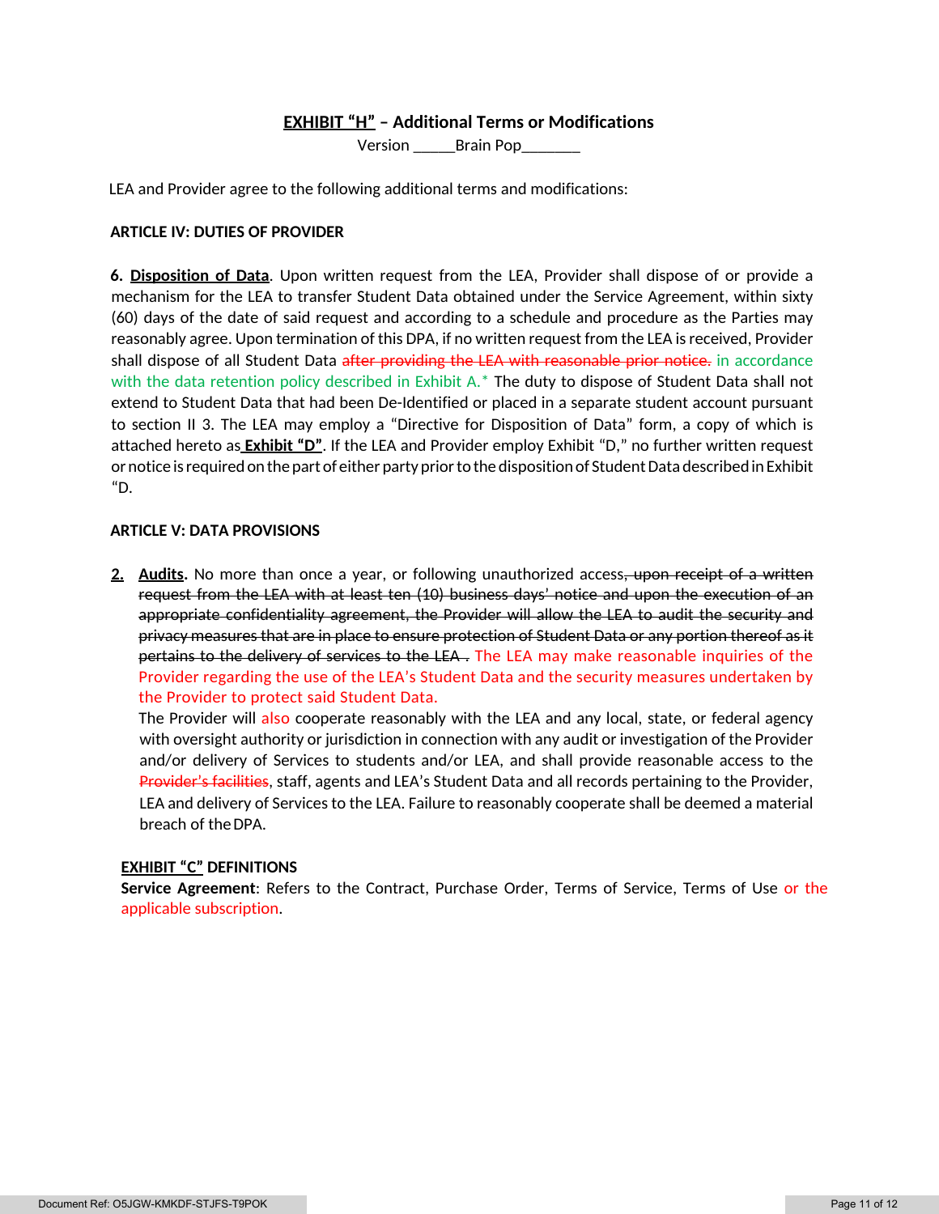## EXHIBIT "H" – Additional Terms or Modifications

Version _____Brain Pop_______

LEA and Provider agree to the following additional terms and modifications:

**ARTICLE IV: DUTIES OF PROVIDER**

**6. Disposition of Data**. Upon written request from the LEA, Provider shall dispose of or provide a mechanism for the LEA to transfer Student Data obtained under the Service Agreement, within sixty (60) days of the date of said request and according to a schedule and procedure as the Parties may reasonably agree. Upon termination of this DPA, if no written request from the LEA is received, Provider shall dispose of all Student Data ~~after providing the LEA with reasonable prior notice.~~ in accordance with the data retention policy described in Exhibit A.* The duty to dispose of Student Data shall not extend to Student Data that had been De-Identified or placed in a separate student account pursuant to section II 3. The LEA may employ a "Directive for Disposition of Data" form, a copy of which is attached hereto as **Exhibit "D"**. If the LEA and Provider employ Exhibit "D," no further written request or notice is required on the part of either party prior to the disposition of Student Data described in Exhibit "D.

**ARTICLE V: DATA PROVISIONS**

2. **Audits**. No more than once a year, or following unauthorized access~~, upon receipt of a written request from the LEA with at least ten (10) business days' notice and upon the execution of an appropriate confidentiality agreement, the Provider will allow the LEA to audit the security and privacy measures that are in place to ensure protection of Student Data or any portion thereof as it pertains to the delivery of services to the LEA .~~ The LEA may make reasonable inquiries of the Provider regarding the use of the LEA's Student Data and the security measures undertaken by the Provider to protect said Student Data.
   The Provider will also cooperate reasonably with the LEA and any local, state, or federal agency with oversight authority or jurisdiction in connection with any audit or investigation of the Provider and/or delivery of Services to students and/or LEA, and shall provide reasonable access to the ~~Provider's facilities~~, staff, agents and LEA's Student Data and all records pertaining to the Provider, LEA and delivery of Services to the LEA. Failure to reasonably cooperate shall be deemed a material breach of the DPA.

**EXHIBIT "C" DEFINITIONS**

**Service Agreement**: Refers to the Contract, Purchase Order, Terms of Service, Terms of Use or the applicable subscription.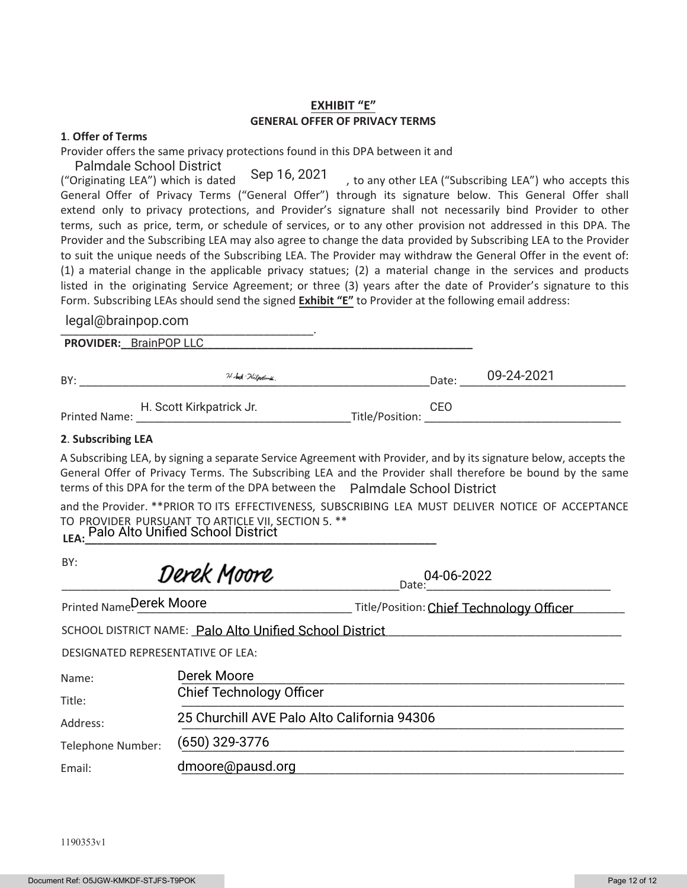# EXHIBIT "E"

## GENERAL OFFER OF PRIVACY TERMS

**1. Offer of Terms**

Provider offers the same privacy protections found in this DPA between it and Palmdale School District ("Originating LEA") which is dated Sep 16, 2021, to any other LEA ("Subscribing LEA") who accepts this General Offer of Privacy Terms ("General Offer") through its signature below. This General Offer shall extend only to privacy protections, and Provider's signature shall not necessarily bind Provider to other terms, such as price, term, or schedule of services, or to any other provision not addressed in this DPA. The Provider and the Subscribing LEA may also agree to change the data provided by Subscribing LEA to the Provider to suit the unique needs of the Subscribing LEA. The Provider may withdraw the General Offer in the event of: (1) a material change in the applicable privacy statues; (2) a material change in the services and products listed in the originating Service Agreement; or three (3) years after the date of Provider's signature to this Form. Subscribing LEAs should send the signed **Exhibit "E"** to Provider at the following email address:

legal@brainpop.com.

**PROVIDER:** BrainPOP LLC

BY: H. Scott Kirkpatrick Jr. Date: 09-24-2021

Printed Name: H. Scott Kirkpatrick Jr. Title/Position: CEO

**2. Subscribing LEA**

A Subscribing LEA, by signing a separate Service Agreement with Provider, and by its signature below, accepts the General Offer of Privacy Terms. The Subscribing LEA and the Provider shall therefore be bound by the same terms of this DPA for the term of the DPA between the Palmdale School District and the Provider. **PRIOR TO ITS EFFECTIVENESS, SUBSCRIBING LEA MUST DELIVER NOTICE OF ACCEPTANCE TO PROVIDER PURSUANT TO ARTICLE VII, SECTION 5. **

**LEA:** Palo Alto Unified School District

BY: Derek Moore Date: 04-06-2022

Printed Name: Derek Moore Title/Position: Chief Technology Officer

SCHOOL DISTRICT NAME: Palo Alto Unified School District

DESIGNATED REPRESENTATIVE OF LEA:

| | |
|---|---|
| Name: | Derek Moore |
| Title: | Chief Technology Officer |
| Address: | 25 Churchill AVE Palo Alto California 94306 |
| Telephone Number: | (650) 329-3776 |
| Email: | dmoore@pausd.org |

1190353v1